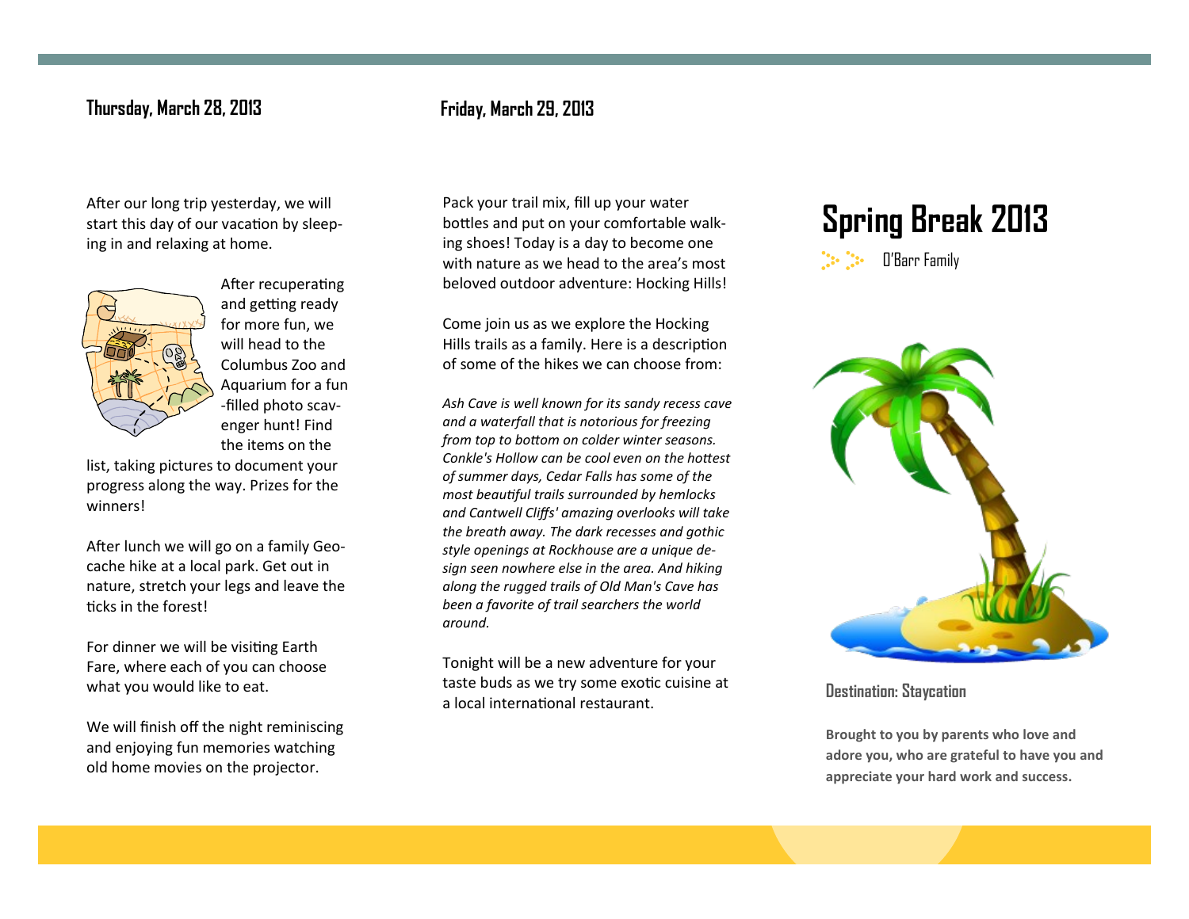## Thursday, March 28, 2013

After our long trip yesterday, we will start this day of our vacation by sleeping in and relaxing at home.

After recuperating and getting ready for more fun, we will head to the Columbus Zoo and Aquarium for a fun-filled photo scavenger hunt! Find the items on the list, taking pictures to document your progress along the way. Prizes for the winners!

After lunch we will go on a family Geocache hike at a local park. Get out in nature, stretch your legs and leave the ticks in the forest!

For dinner we will be visiting Earth Fare, where each of you can choose what you would like to eat.

We will finish off the night reminiscing and enjoying fun memories watching old home movies on the projector.

## Friday, March 29, 2013

Pack your trail mix, fill up your water bottles and put on your comfortable walking shoes! Today is a day to become one with nature as we head to the area's most beloved outdoor adventure: Hocking Hills!

Come join us as we explore the Hocking Hills trails as a family. Here is a description of some of the hikes we can choose from:

*Ash Cave is well known for its sandy recess cave and a waterfall that is notorious for freezing from top to bottom on colder winter seasons. Conkle's Hollow can be cool even on the hottest of summer days, Cedar Falls has some of the most beautiful trails surrounded by hemlocks and Cantwell Cliffs' amazing overlooks will take the breath away. The dark recesses and gothic style openings at Rockhouse are a unique design seen nowhere else in the area. And hiking along the rugged trails of Old Man's Cave has been a favorite of trail searchers the world around.*

Tonight will be a new adventure for your taste buds as we try some exotic cuisine at a local international restaurant.

# Spring Break 2013

O'Barr Family

### Destination: Staycation

**Brought to you by parents who love and adore you, who are grateful to have you and appreciate your hard work and success.**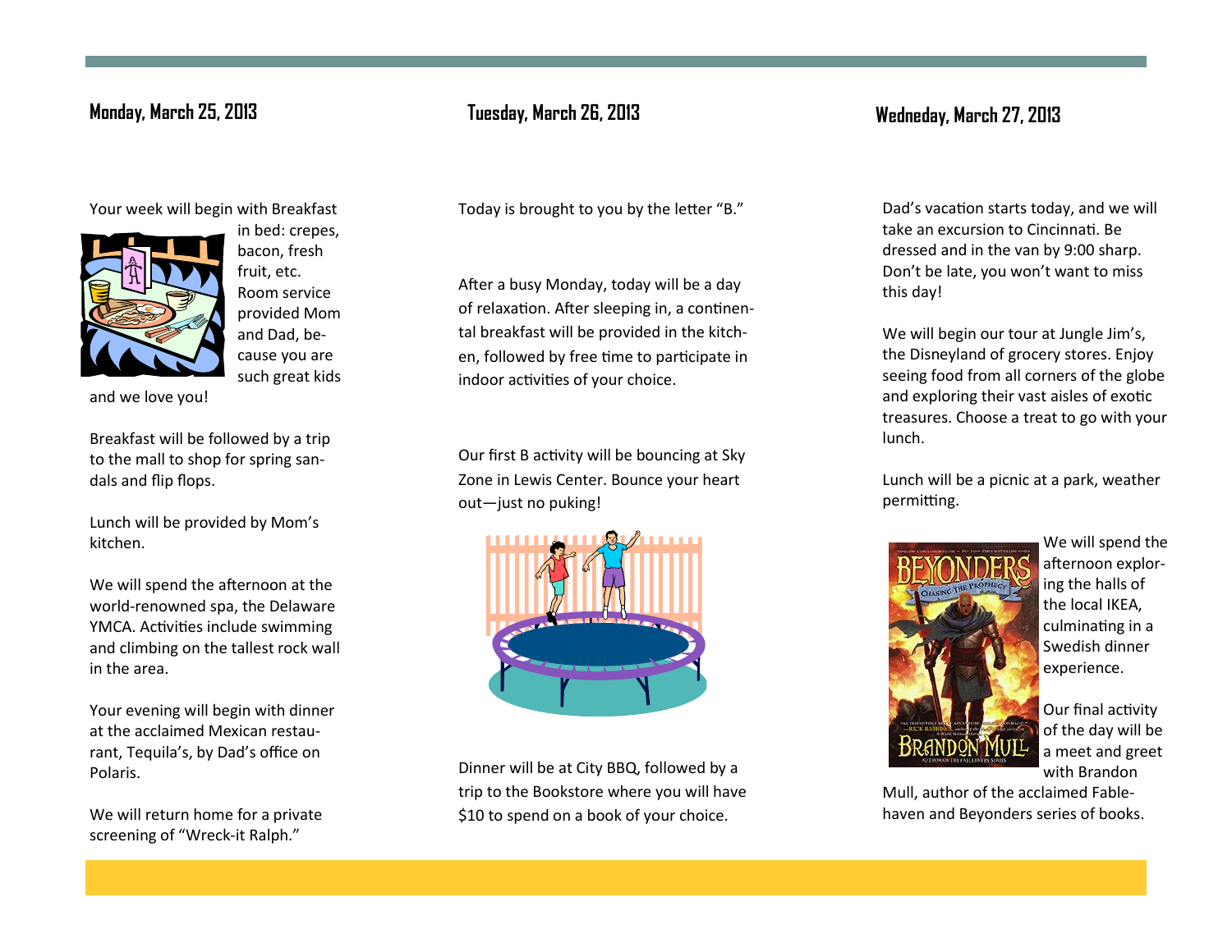## Monday, March 25, 2013

Your week will begin with Breakfast in bed: crepes, bacon, fresh fruit, etc. Room service provided Mom and Dad, because you are such great kids and we love you!

Breakfast will be followed by a trip to the mall to shop for spring sandals and flip flops.

Lunch will be provided by Mom's kitchen.

We will spend the afternoon at the world-renowned spa, the Delaware YMCA. Activities include swimming and climbing on the tallest rock wall in the area.

Your evening will begin with dinner at the acclaimed Mexican restaurant, Tequila's, by Dad's office on Polaris.

We will return home for a private screening of "Wreck-it Ralph."

## Tuesday, March 26, 2013

Today is brought to you by the letter "B."

After a busy Monday, today will be a day of relaxation. After sleeping in, a continental breakfast will be provided in the kitchen, followed by free time to participate in indoor activities of your choice.

Our first B activity will be bouncing at Sky Zone in Lewis Center. Bounce your heart out—just no puking!

Dinner will be at City BBQ, followed by a trip to the Bookstore where you will have $10 to spend on a book of your choice.

## Wedneday, March 27, 2013

Dad's vacation starts today, and we will take an excursion to Cincinnati. Be dressed and in the van by 9:00 sharp. Don't be late, you won't want to miss this day!

We will begin our tour at Jungle Jim's, the Disneyland of grocery stores. Enjoy seeing food from all corners of the globe and exploring their vast aisles of exotic treasures. Choose a treat to go with your lunch.

Lunch will be a picnic at a park, weather permitting.

We will spend the afternoon exploring the halls of the local IKEA, culminating in a Swedish dinner experience.

Our final activity of the day will be a meet and greet with Brandon Mull, author of the acclaimed Fablehaven and Beyonders series of books.